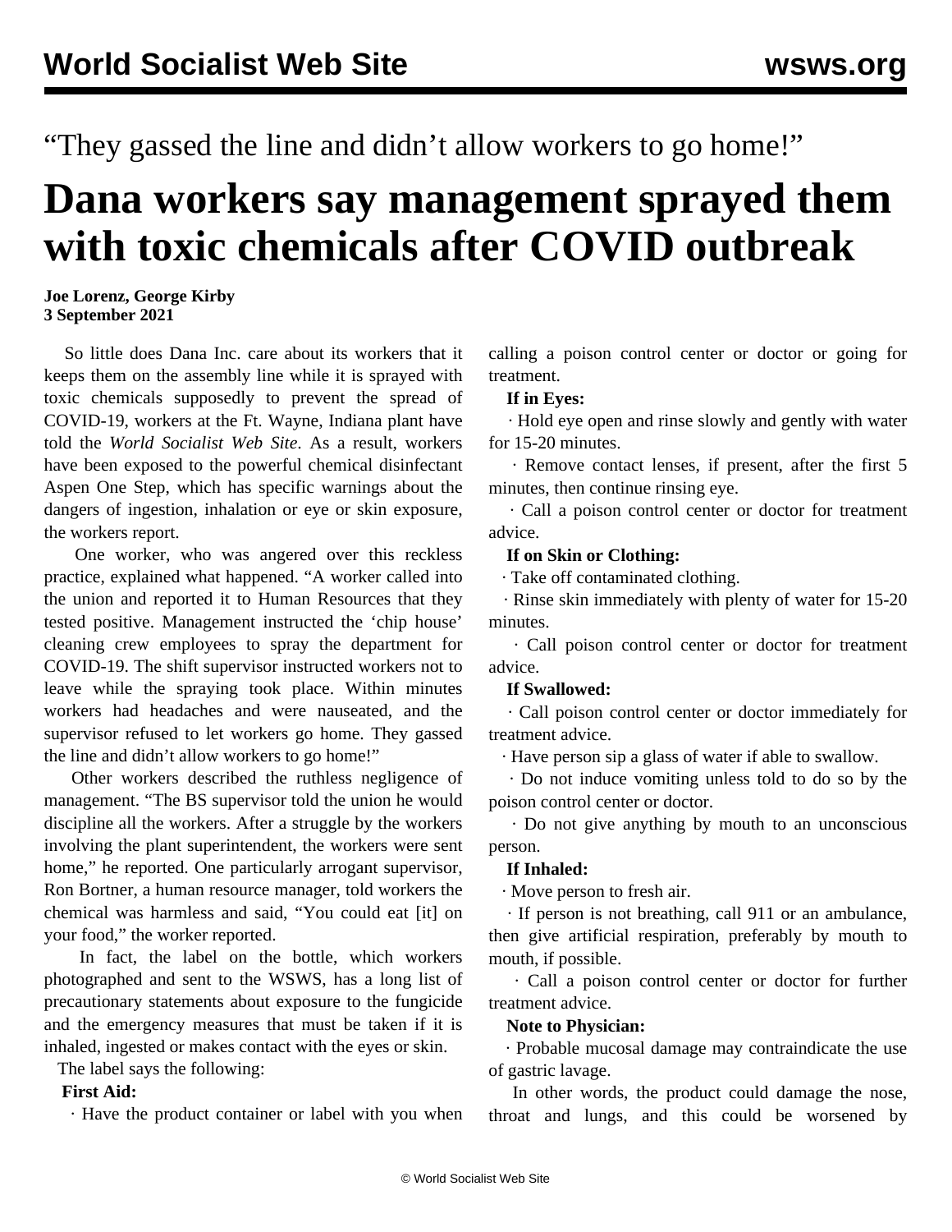“They gassed the line and didn’t allow workers to go home!”

# Dana workers say management sprayed them with toxic chemicals after COVID outbreak

**Joe Lorenz, George Kirby**
**3 September 2021**

So little does Dana Inc. care about its workers that it keeps them on the assembly line while it is sprayed with toxic chemicals supposedly to prevent the spread of COVID-19, workers at the Ft. Wayne, Indiana plant have told the *World Socialist Web Site*. As a result, workers have been exposed to the powerful chemical disinfectant Aspen One Step, which has specific warnings about the dangers of ingestion, inhalation or eye or skin exposure, the workers report.

One worker, who was angered over this reckless practice, explained what happened. “A worker called into the union and reported it to Human Resources that they tested positive. Management instructed the ‘chip house’ cleaning crew employees to spray the department for COVID-19. The shift supervisor instructed workers not to leave while the spraying took place. Within minutes workers had headaches and were nauseated, and the supervisor refused to let workers go home. They gassed the line and didn’t allow workers to go home!”

Other workers described the ruthless negligence of management. “The BS supervisor told the union he would discipline all the workers. After a struggle by the workers involving the plant superintendent, the workers were sent home,” he reported. One particularly arrogant supervisor, Ron Bortner, a human resource manager, told workers the chemical was harmless and said, “You could eat [it] on your food,” the worker reported.

In fact, the label on the bottle, which workers photographed and sent to the WSWS, has a long list of precautionary statements about exposure to the fungicide and the emergency measures that must be taken if it is inhaled, ingested or makes contact with the eyes or skin.

The label says the following:

**First Aid:**

· Have the product container or label with you when calling a poison control center or doctor or going for treatment.

**If in Eyes:**

· Hold eye open and rinse slowly and gently with water for 15-20 minutes.

· Remove contact lenses, if present, after the first 5 minutes, then continue rinsing eye.

· Call a poison control center or doctor for treatment advice.

**If on Skin or Clothing:**

· Take off contaminated clothing.

· Rinse skin immediately with plenty of water for 15-20 minutes.

· Call poison control center or doctor for treatment advice.

**If Swallowed:**

· Call poison control center or doctor immediately for treatment advice.

· Have person sip a glass of water if able to swallow.

· Do not induce vomiting unless told to do so by the poison control center or doctor.

· Do not give anything by mouth to an unconscious person.

**If Inhaled:**

· Move person to fresh air.

· If person is not breathing, call 911 or an ambulance, then give artificial respiration, preferably by mouth to mouth, if possible.

· Call a poison control center or doctor for further treatment advice.

**Note to Physician:**

· Probable mucosal damage may contraindicate the use of gastric lavage.

In other words, the product could damage the nose, throat and lungs, and this could be worsened by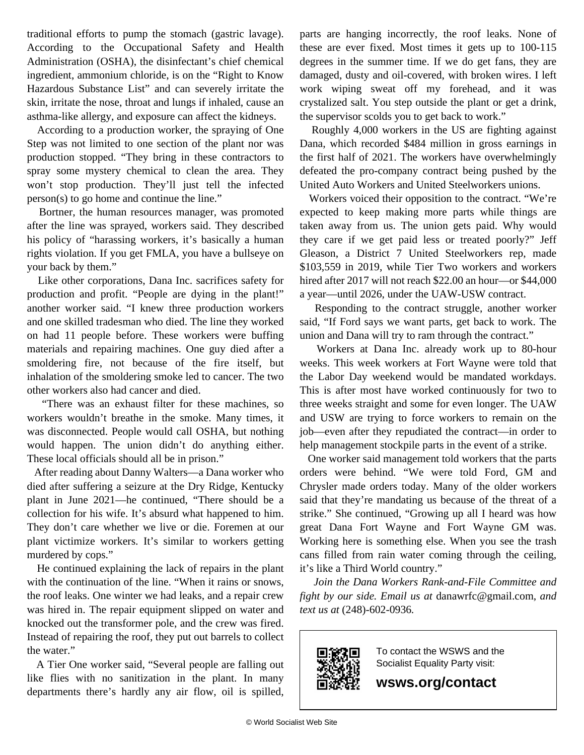traditional efforts to pump the stomach (gastric lavage). According to the Occupational Safety and Health Administration (OSHA), the disinfectant's chief chemical ingredient, ammonium chloride, is on the "Right to Know Hazardous Substance List" and can severely irritate the skin, irritate the nose, throat and lungs if inhaled, cause an asthma-like allergy, and exposure can affect the kidneys.

According to a production worker, the spraying of One Step was not limited to one section of the plant nor was production stopped. "They bring in these contractors to spray some mystery chemical to clean the area. They won't stop production. They'll just tell the infected person(s) to go home and continue the line."

Bortner, the human resources manager, was promoted after the line was sprayed, workers said. They described his policy of "harassing workers, it's basically a human rights violation. If you get FMLA, you have a bullseye on your back by them."

Like other corporations, Dana Inc. sacrifices safety for production and profit. "People are dying in the plant!" another worker said. "I knew three production workers and one skilled tradesman who died. The line they worked on had 11 people before. These workers were buffing materials and repairing machines. One guy died after a smoldering fire, not because of the fire itself, but inhalation of the smoldering smoke led to cancer. The two other workers also had cancer and died.

"There was an exhaust filter for these machines, so workers wouldn't breathe in the smoke. Many times, it was disconnected. People would call OSHA, but nothing would happen. The union didn't do anything either. These local officials should all be in prison."

After reading about Danny Walters—a Dana worker who died after suffering a seizure at the Dry Ridge, Kentucky plant in June 2021—he continued, "There should be a collection for his wife. It's absurd what happened to him. They don't care whether we live or die. Foremen at our plant victimize workers. It's similar to workers getting murdered by cops."

He continued explaining the lack of repairs in the plant with the continuation of the line. "When it rains or snows, the roof leaks. One winter we had leaks, and a repair crew was hired in. The repair equipment slipped on water and knocked out the transformer pole, and the crew was fired. Instead of repairing the roof, they put out barrels to collect the water."

A Tier One worker said, "Several people are falling out like flies with no sanitization in the plant. In many departments there's hardly any air flow, oil is spilled, parts are hanging incorrectly, the roof leaks. None of these are ever fixed. Most times it gets up to 100-115 degrees in the summer time. If we do get fans, they are damaged, dusty and oil-covered, with broken wires. I left work wiping sweat off my forehead, and it was crystalized salt. You step outside the plant or get a drink, the supervisor scolds you to get back to work."

Roughly 4,000 workers in the US are fighting against Dana, which recorded $484 million in gross earnings in the first half of 2021. The workers have overwhelmingly defeated the pro-company contract being pushed by the United Auto Workers and United Steelworkers unions.

Workers voiced their opposition to the contract. "We're expected to keep making more parts while things are taken away from us. The union gets paid. Why would they care if we get paid less or treated poorly?" Jeff Gleason, a District 7 United Steelworkers rep, made $103,559 in 2019, while Tier Two workers and workers hired after 2017 will not reach $22.00 an hour—or $44,000 a year—until 2026, under the UAW-USW contract.

Responding to the contract struggle, another worker said, "If Ford says we want parts, get back to work. The union and Dana will try to ram through the contract."

Workers at Dana Inc. already work up to 80-hour weeks. This week workers at Fort Wayne were told that the Labor Day weekend would be mandated workdays. This is after most have worked continuously for two to three weeks straight and some for even longer. The UAW and USW are trying to force workers to remain on the job—even after they repudiated the contract—in order to help management stockpile parts in the event of a strike.

One worker said management told workers that the parts orders were behind. "We were told Ford, GM and Chrysler made orders today. Many of the older workers said that they're mandating us because of the threat of a strike." She continued, "Growing up all I heard was how great Dana Fort Wayne and Fort Wayne GM was. Working here is something else. When you see the trash cans filled from rain water coming through the ceiling, it's like a Third World country."

*Join the Dana Workers Rank-and-File Committee and fight by our side. Email us at* danawrfc@gmail.com, *and text us at* (248)-602-0936*.*

To contact the WSWS and the Socialist Equality Party visit:

**wsws.org/contact**